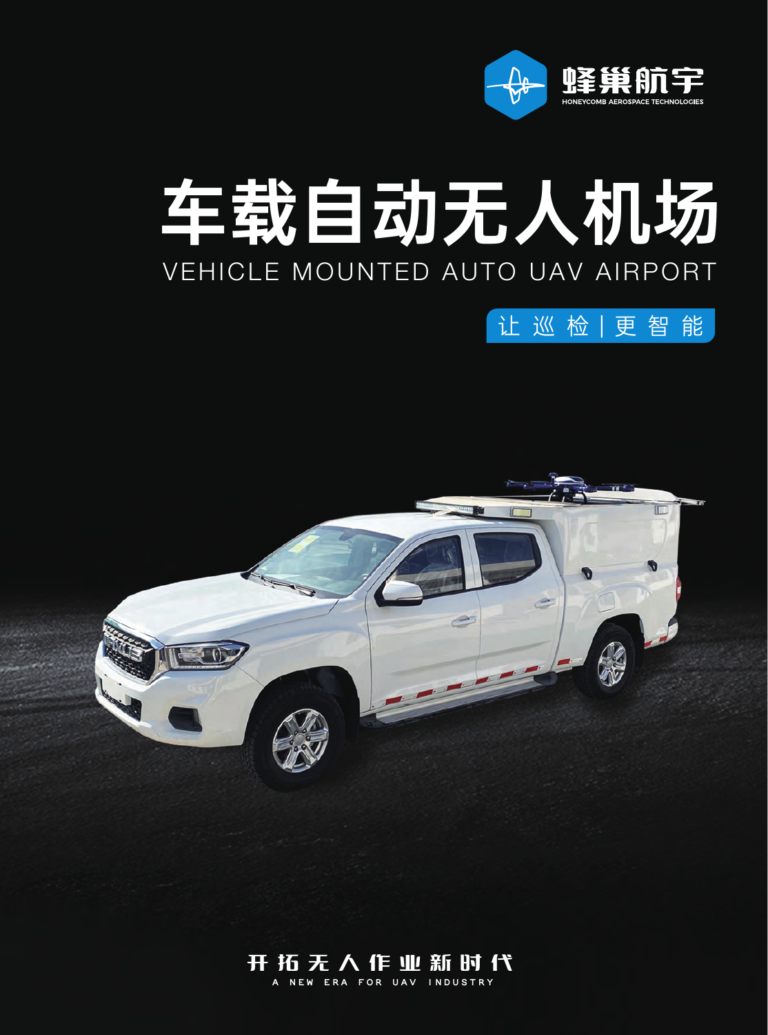蜂巢航宇

HONEYCOMB AEROSPACE TECHNOLOGIES

# 车载自动无人机场

## VEHICLE MOUNTED AUTO UAV AIRPORT

让 巡 检 | 更 智 能

开 拓 无 人 作 业 新 时 代

A NEW ERA FOR UAV INDUSTRY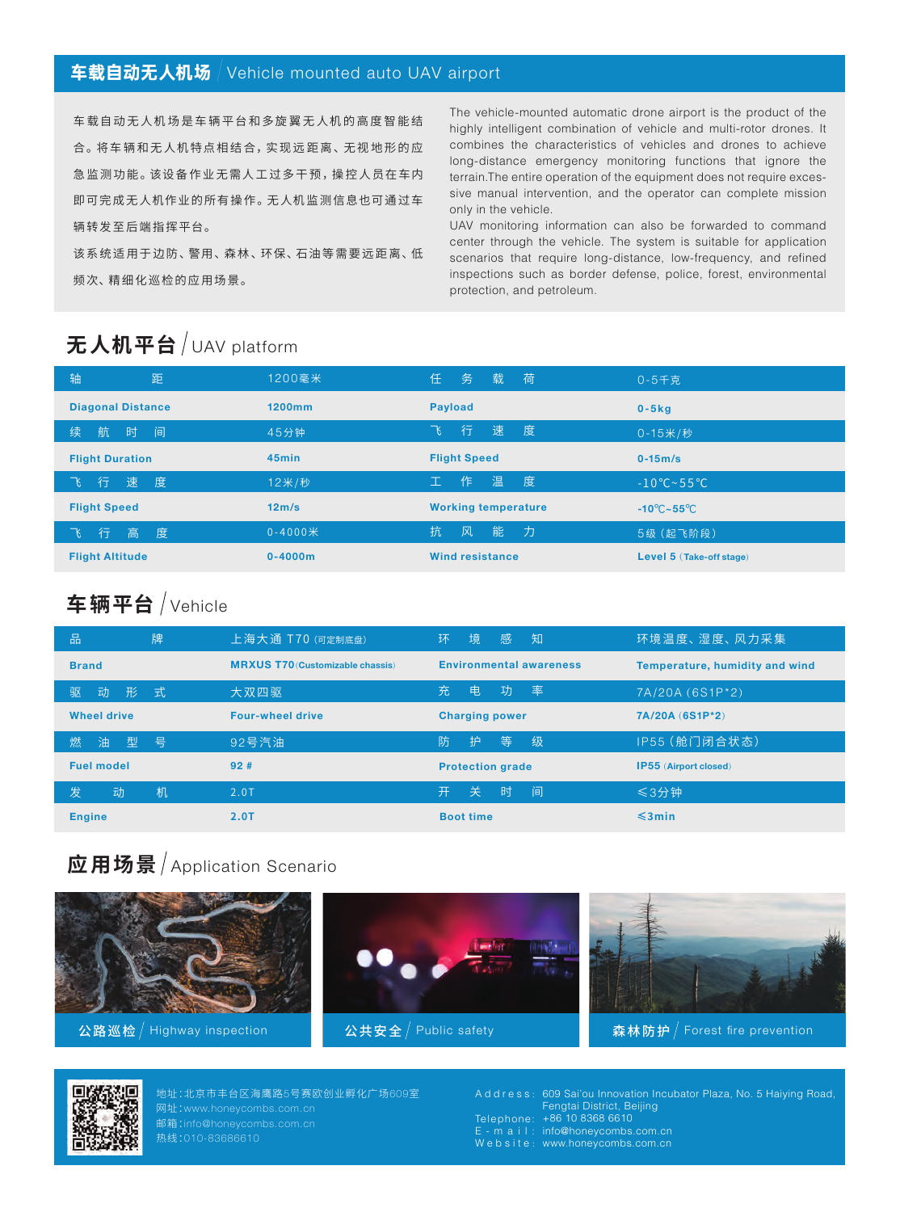## 车载自动无人机场 / Vehicle mounted auto UAV airport

车载自动无人机场是车辆平台和多旋翼无人机的高度智能结合。将车辆和无人机特点相结合，实现远距离、无视地形的应急监测功能。该设备作业无需人工过多干预，操控人员在车内即可完成无人机作业的所有操作。无人机监测信息也可通过车辆转发至后端指挥平台。

该系统适用于边防、警用、森林、环保、石油等需要远距离、低频次、精细化巡检的应用场景。

The vehicle-mounted automatic drone airport is the product of the highly intelligent combination of vehicle and multi-rotor drones. It combines the characteristics of vehicles and drones to achieve long-distance emergency monitoring functions that ignore the terrain.The entire operation of the equipment does not require excessive manual intervention, and the operator can complete mission only in the vehicle.

UAV monitoring information can also be forwarded to command center through the vehicle. The system is suitable for application scenarios that require long-distance, low-frequency, and refined inspections such as border defense, police, forest, environmental protection, and petroleum.

## 无人机平台 / UAV platform

| | | | |
|---|---|---|---|
| 轴　　距 | 1200毫米 | 任　务　载　荷 | 0-5千克 |
| **Diagonal Distance** | **1200mm** | **Payload** | **0-5kg** |
| 续　航　时　间 | 45分钟 | 飞　行　速　度 | 0-15米/秒 |
| **Flight Duration** | **45min** | **Flight Speed** | **0-15m/s** |
| 飞　行　速　度 | 12米/秒 | 工　作　温　度 | -10℃~55℃ |
| **Flight Speed** | **12m/s** | **Working temperature** | **-10℃~55℃** |
| 飞　行　高　度 | 0-4000米 | 抗　风　能　力 | 5级（起飞阶段） |
| **Flight Altitude** | **0-4000m** | **Wind resistance** | **Level 5** (Take-off stage) |

## 车辆平台 / Vehicle

| | | | |
|---|---|---|---|
| 品　　牌 | 上海大通 T70（可定制底盘） | 环　境　感　知 | 环境温度、湿度、风力采集 |
| **Brand** | **MRXUS T70** (Customizable chassis) | **Environmental awareness** | **Temperature, humidity and wind** |
| 驱　动　形　式 | 大双四驱 | 充　电　功　率 | 7A/20A (6S1P*2) |
| **Wheel drive** | **Four-wheel drive** | **Charging power** | **7A/20A (6S1P*2)** |
| 燃　油　型　号 | 92号汽油 | 防　护　等　级 | IP55（舱门闭合状态） |
| **Fuel model** | **92 #** | **Protection grade** | **IP55** (Airport closed) |
| 发　动　机 | 2.0T | 开　关　时　间 | ≤3分钟 |
| **Engine** | **2.0T** | **Boot time** | **≤3min** |

## 应用场景 / Application Scenario

公路巡检 / Highway inspection

公共安全 / Public safety

森林防护 / Forest fire prevention

地址：北京市丰台区海鹰路5号赛欧创业孵化广场609室
网址：www.honeycombs.com.cn
邮箱：info@honeycombs.com.cn
热线：010-83686610

Address: 609 Sai'ou Innovation Incubator Plaza, No. 5 Haiying Road, Fengtai District, Beijing
Telephone: +86 10 8368 6610
E-mail: info@honeycombs.com.cn
Website: www.honeycombs.com.cn